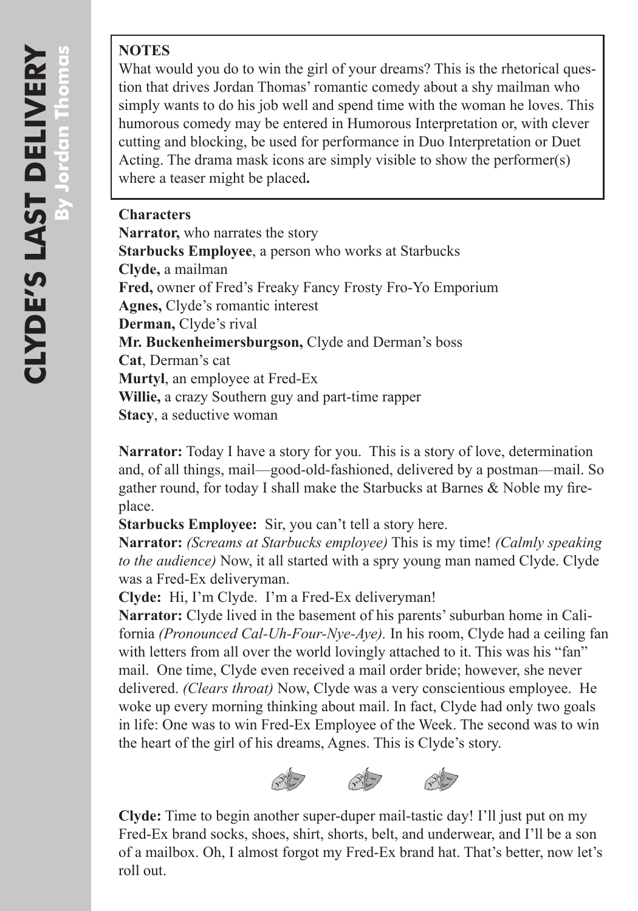# CLYDE'S LAST DELIVERY

By Jordan Thomas

**NOTES**

What would you do to win the girl of your dreams? This is the rhetorical question that drives Jordan Thomas' romantic comedy about a shy mailman who simply wants to do his job well and spend time with the woman he loves. This humorous comedy may be entered in Humorous Interpretation or, with clever cutting and blocking, be used for performance in Duo Interpretation or Duet Acting. The drama mask icons are simply visible to show the performer(s) where a teaser might be placed**.**

**Characters**

**Narrator,** who narrates the story
**Starbucks Employee**, a person who works at Starbucks
**Clyde,** a mailman
**Fred,** owner of Fred's Freaky Fancy Frosty Fro-Yo Emporium
**Agnes,** Clyde's romantic interest
**Derman,** Clyde's rival
**Mr. Buckenheimersburgson,** Clyde and Derman's boss
**Cat**, Derman's cat
**Murtyl**, an employee at Fred-Ex
**Willie,** a crazy Southern guy and part-time rapper
**Stacy**, a seductive woman

**Narrator:** Today I have a story for you. This is a story of love, determination and, of all things, mail—good-old-fashioned, delivered by a postman—mail. So gather round, for today I shall make the Starbucks at Barnes & Noble my fireplace.

**Starbucks Employee:** Sir, you can't tell a story here.

**Narrator:** *(Screams at Starbucks employee)* This is my time! *(Calmly speaking to the audience)* Now, it all started with a spry young man named Clyde. Clyde was a Fred-Ex deliveryman.

**Clyde:** Hi, I'm Clyde. I'm a Fred-Ex deliveryman!

**Narrator:** Clyde lived in the basement of his parents' suburban home in California *(Pronounced Cal-Uh-Four-Nye-Aye).* In his room, Clyde had a ceiling fan with letters from all over the world lovingly attached to it. This was his "fan" mail. One time, Clyde even received a mail order bride; however, she never delivered. *(Clears throat)* Now, Clyde was a very conscientious employee. He woke up every morning thinking about mail. In fact, Clyde had only two goals in life: One was to win Fred-Ex Employee of the Week. The second was to win the heart of the girl of his dreams, Agnes. This is Clyde's story.

**Clyde:** Time to begin another super-duper mail-tastic day! I'll just put on my Fred-Ex brand socks, shoes, shirt, shorts, belt, and underwear, and I'll be a son of a mailbox. Oh, I almost forgot my Fred-Ex brand hat. That's better, now let's roll out.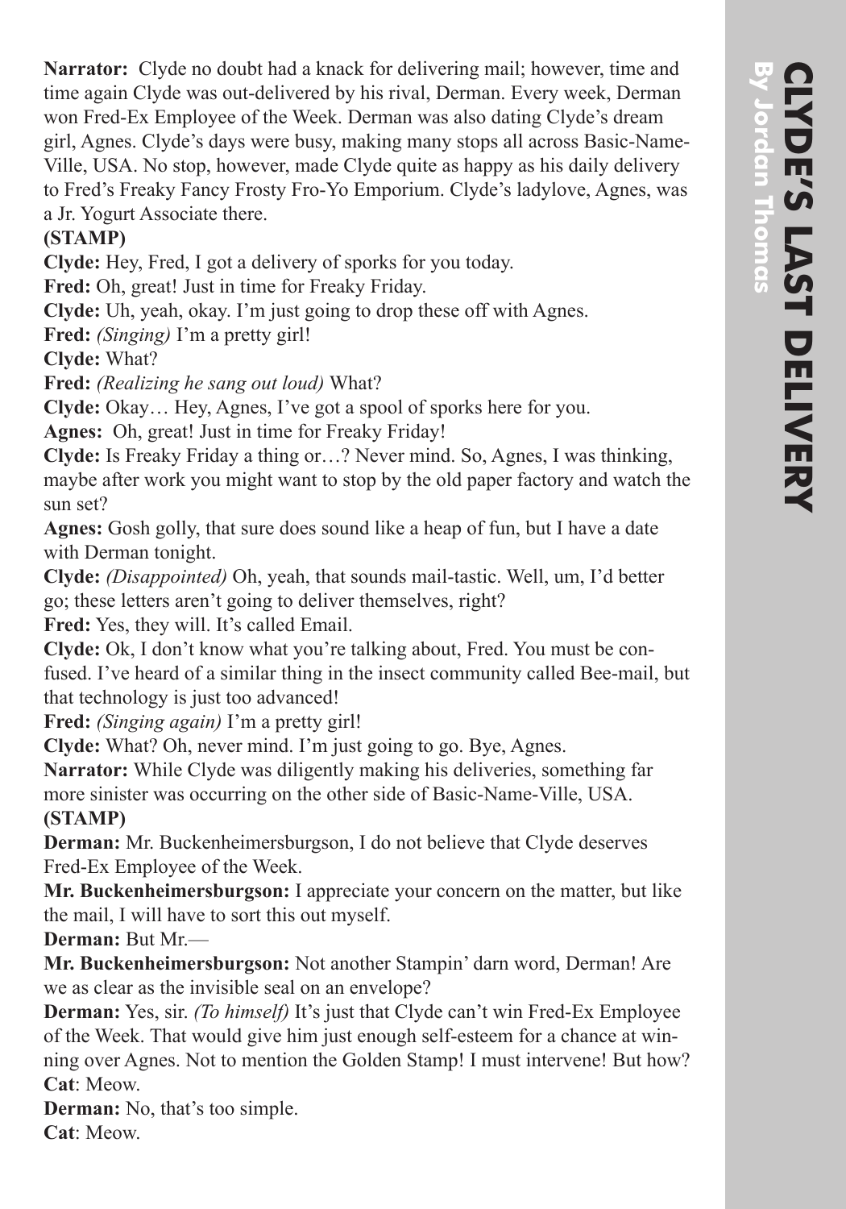**Narrator:** Clyde no doubt had a knack for delivering mail; however, time and time again Clyde was out-delivered by his rival, Derman. Every week, Derman won Fred-Ex Employee of the Week. Derman was also dating Clyde's dream girl, Agnes. Clyde's days were busy, making many stops all across Basic-Name-Ville, USA. No stop, however, made Clyde quite as happy as his daily delivery to Fred's Freaky Fancy Frosty Fro-Yo Emporium. Clyde's ladylove, Agnes, was a Jr. Yogurt Associate there.

**(STAMP)**

**Clyde:** Hey, Fred, I got a delivery of sporks for you today.

**Fred:** Oh, great! Just in time for Freaky Friday.

**Clyde:** Uh, yeah, okay. I'm just going to drop these off with Agnes.

**Fred:** *(Singing)* I'm a pretty girl!

**Clyde:** What?

**Fred:** *(Realizing he sang out loud)* What?

**Clyde:** Okay… Hey, Agnes, I've got a spool of sporks here for you.

**Agnes:** Oh, great! Just in time for Freaky Friday!

**Clyde:** Is Freaky Friday a thing or…? Never mind. So, Agnes, I was thinking, maybe after work you might want to stop by the old paper factory and watch the sun set?

**Agnes:** Gosh golly, that sure does sound like a heap of fun, but I have a date with Derman tonight.

**Clyde:** *(Disappointed)* Oh, yeah, that sounds mail-tastic. Well, um, I'd better go; these letters aren't going to deliver themselves, right?

**Fred:** Yes, they will. It's called Email.

**Clyde:** Ok, I don't know what you're talking about, Fred. You must be confused. I've heard of a similar thing in the insect community called Bee-mail, but that technology is just too advanced!

**Fred:** *(Singing again)* I'm a pretty girl!

**Clyde:** What? Oh, never mind. I'm just going to go. Bye, Agnes.

**Narrator:** While Clyde was diligently making his deliveries, something far more sinister was occurring on the other side of Basic-Name-Ville, USA.

**(STAMP)**

**Derman:** Mr. Buckenheimersburgson, I do not believe that Clyde deserves Fred-Ex Employee of the Week.

**Mr. Buckenheimersburgson:** I appreciate your concern on the matter, but like the mail, I will have to sort this out myself.

**Derman:** But Mr.—

**Mr. Buckenheimersburgson:** Not another Stampin' darn word, Derman! Are we as clear as the invisible seal on an envelope?

**Derman:** Yes, sir. *(To himself)* It's just that Clyde can't win Fred-Ex Employee of the Week. That would give him just enough self-esteem for a chance at winning over Agnes. Not to mention the Golden Stamp! I must intervene! But how?

**Cat**: Meow.

**Derman:** No, that's too simple.

**Cat**: Meow.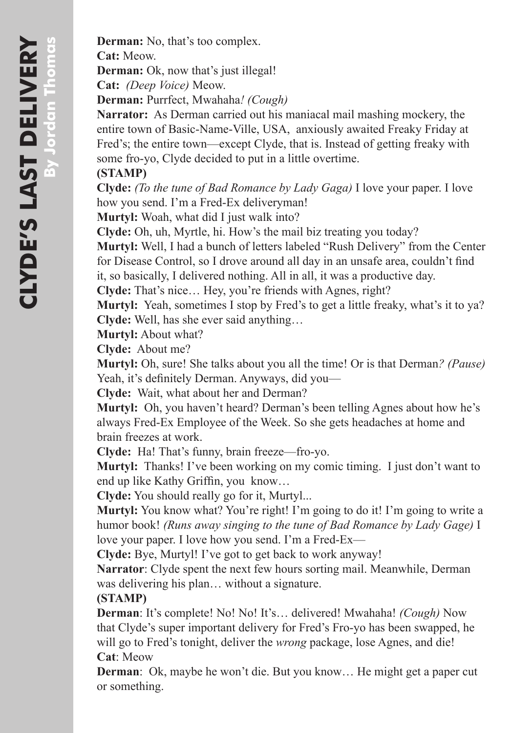**Derman:** No, that's too complex.
**Cat:** Meow.
**Derman:** Ok, now that's just illegal!
**Cat:** *(Deep Voice)* Meow.
**Derman:** Purrfect, Mwahaha*! (Cough)*
**Narrator:** As Derman carried out his maniacal mail mashing mockery, the entire town of Basic-Name-Ville, USA, anxiously awaited Freaky Friday at Fred's; the entire town—except Clyde, that is. Instead of getting freaky with some fro-yo, Clyde decided to put in a little overtime.

**(STAMP)**

**Clyde:** *(To the tune of Bad Romance by Lady Gaga)* I love your paper. I love how you send. I'm a Fred-Ex deliveryman!
**Murtyl:** Woah, what did I just walk into?
**Clyde:** Oh, uh, Myrtle, hi. How's the mail biz treating you today?
**Murtyl:** Well, I had a bunch of letters labeled "Rush Delivery" from the Center for Disease Control, so I drove around all day in an unsafe area, couldn't find it, so basically, I delivered nothing. All in all, it was a productive day.
**Clyde:** That's nice… Hey, you're friends with Agnes, right?
**Murtyl:** Yeah, sometimes I stop by Fred's to get a little freaky, what's it to ya?
**Clyde:** Well, has she ever said anything…
**Murtyl:** About what?
**Clyde:** About me?
**Murtyl:** Oh, sure! She talks about you all the time! Or is that Derman*? (Pause)* Yeah, it's definitely Derman. Anyways, did you—
**Clyde:** Wait, what about her and Derman?
**Murtyl:** Oh, you haven't heard? Derman's been telling Agnes about how he's always Fred-Ex Employee of the Week. So she gets headaches at home and brain freezes at work.
**Clyde:** Ha! That's funny, brain freeze—fro-yo.
**Murtyl:** Thanks! I've been working on my comic timing. I just don't want to end up like Kathy Griffin, you know…
**Clyde:** You should really go for it, Murtyl...
**Murtyl:** You know what? You're right! I'm going to do it! I'm going to write a humor book! *(Runs away singing to the tune of Bad Romance by Lady Gage)* I love your paper. I love how you send. I'm a Fred-Ex—
**Clyde:** Bye, Murtyl! I've got to get back to work anyway!
**Narrator**: Clyde spent the next few hours sorting mail. Meanwhile, Derman was delivering his plan… without a signature.

**(STAMP)**

**Derman**: It's complete! No! No! It's… delivered! Mwahaha! *(Cough)* Now that Clyde's super important delivery for Fred's Fro-yo has been swapped, he will go to Fred's tonight, deliver the *wrong* package, lose Agnes, and die!
**Cat**: Meow
**Derman**: Ok, maybe he won't die. But you know… He might get a paper cut or something.